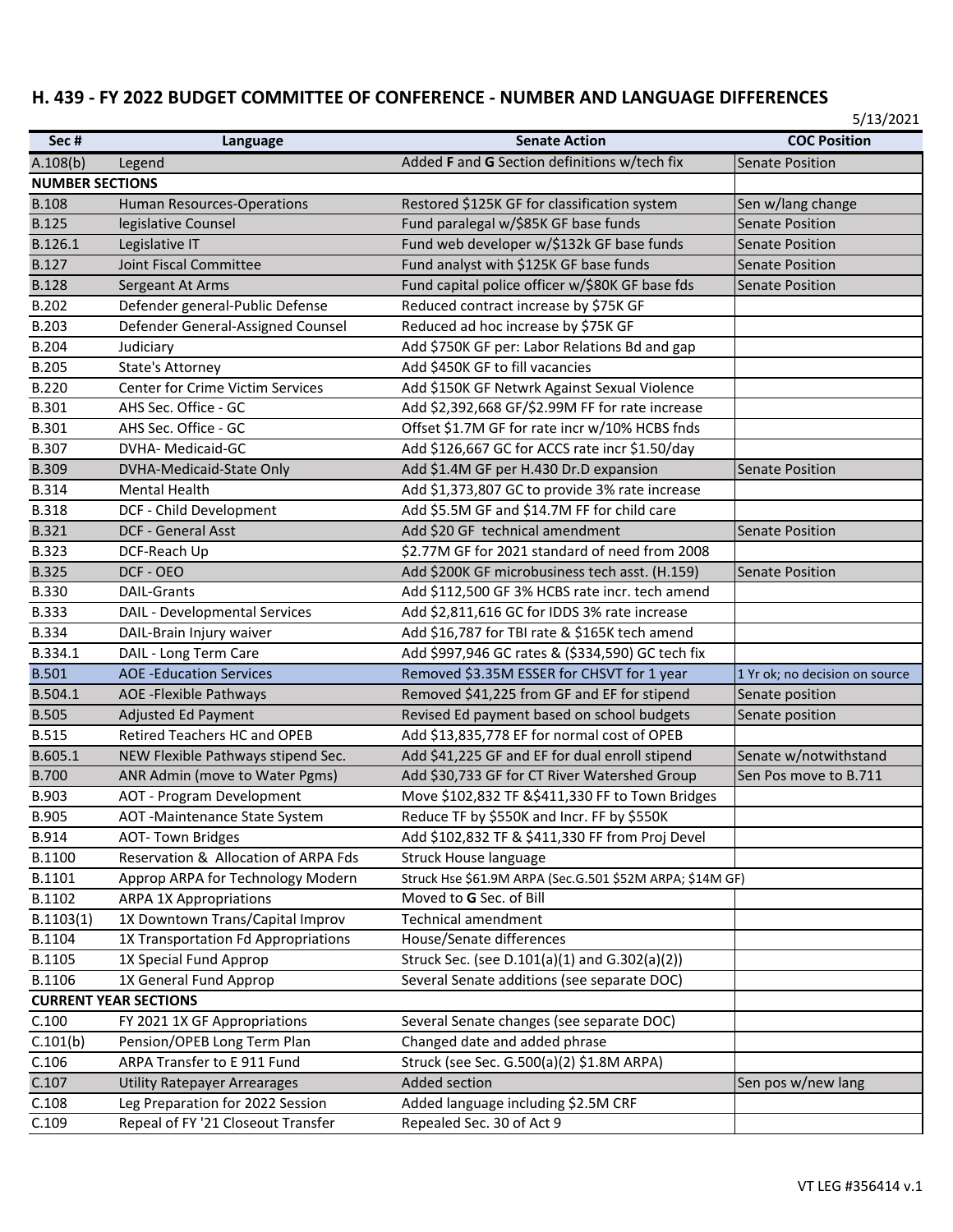## H. 439 - FY 2022 BUDGET COMMITTEE OF CONFERENCE - NUMBER AND LANGUAGE DIFFERENCES

5/13/2021

| Sec # | Language | Senate Action | COC Position |
|---|---|---|---|
| A.108(b) | Legend | Added **F** and **G** Section definitions w/tech fix | Senate Position |
| **NUMBER SECTIONS** | | | |
| B.108 | Human Resources-Operations | Restored $125K GF for classification system | Sen w/lang change |
| B.125 | legislative Counsel | Fund paralegal w/$85K GF base funds | Senate Position |
| B.126.1 | Legislative IT | Fund web developer w/$132k GF base funds | Senate Position |
| B.127 | Joint Fiscal Committee | Fund analyst with $125K GF base funds | Senate Position |
| B.128 | Sergeant At Arms | Fund capital police officer w/$80K GF base fds | Senate Position |
| B.202 | Defender general-Public Defense | Reduced contract increase by $75K GF | |
| B.203 | Defender General-Assigned Counsel | Reduced ad hoc increase by $75K GF | |
| B.204 | Judiciary | Add $750K GF per: Labor Relations Bd and gap | |
| B.205 | State's Attorney | Add $450K GF to fill vacancies | |
| B.220 | Center for Crime Victim Services | Add $150K GF Netwrk Against Sexual Violence | |
| B.301 | AHS Sec. Office - GC | Add $2,392,668 GF/$2.99M FF for rate increase | |
| B.301 | AHS Sec. Office - GC | Offset $1.7M GF for rate incr w/10% HCBS fnds | |
| B.307 | DVHA- Medicaid-GC | Add $126,667 GC for ACCS rate incr $1.50/day | |
| B.309 | DVHA-Medicaid-State Only | Add $1.4M GF per H.430 Dr.D expansion | Senate Position |
| B.314 | Mental Health | Add $1,373,807 GC to provide 3% rate increase | |
| B.318 | DCF - Child Development | Add $5.5M GF and $14.7M FF for child care | |
| B.321 | DCF - General Asst | Add $20 GF technical amendment | Senate Position |
| B.323 | DCF-Reach Up | $2.77M GF for 2021 standard of need from 2008 | |
| B.325 | DCF - OEO | Add $200K GF microbusiness tech asst. (H.159) | Senate Position |
| B.330 | DAIL-Grants | Add $112,500 GF 3% HCBS rate incr. tech amend | |
| B.333 | DAIL - Developmental Services | Add $2,811,616 GC for IDDS 3% rate increase | |
| B.334 | DAIL-Brain Injury waiver | Add $16,787 for TBI rate & $165K tech amend | |
| B.334.1 | DAIL - Long Term Care | Add $997,946 GC rates & ($334,590) GC tech fix | |
| B.501 | AOE -Education Services | Removed $3.35M ESSER for CHSVT for 1 year | 1 Yr ok; no decision on source |
| B.504.1 | AOE -Flexible Pathways | Removed $41,225 from GF and EF for stipend | Senate position |
| B.505 | Adjusted Ed Payment | Revised Ed payment based on school budgets | Senate position |
| B.515 | Retired Teachers HC and OPEB | Add $13,835,778 EF for normal cost of OPEB | |
| B.605.1 | NEW Flexible Pathways stipend Sec. | Add $41,225 GF and EF for dual enroll stipend | Senate w/notwithstand |
| B.700 | ANR Admin (move to Water Pgms) | Add $30,733 GF for CT River Watershed Group | Sen Pos move to B.711 |
| B.903 | AOT - Program Development | Move $102,832 TF &$411,330 FF to Town Bridges | |
| B.905 | AOT -Maintenance State System | Reduce TF by $550K and Incr. FF by $550K | |
| B.914 | AOT- Town Bridges | Add $102,832 TF & $411,330 FF from Proj Devel | |
| B.1100 | Reservation & Allocation of ARPA Fds | Struck House language | |
| B.1101 | Approp ARPA for Technology Modern | Struck Hse $61.9M ARPA (Sec.G.501 $52M ARPA; $14M GF) | |
| B.1102 | ARPA 1X Appropriations | Moved to **G** Sec. of Bill | |
| B.1103(1) | 1X Downtown Trans/Capital Improv | Technical amendment | |
| B.1104 | 1X Transportation Fd Appropriations | House/Senate differences | |
| B.1105 | 1X Special Fund Approp | Struck Sec. (see D.101(a)(1) and G.302(a)(2)) | |
| B.1106 | 1X General Fund Approp | Several Senate additions (see separate DOC) | |
| **CURRENT YEAR SECTIONS** | | | |
| C.100 | FY 2021 1X GF Appropriations | Several Senate changes (see separate DOC) | |
| C.101(b) | Pension/OPEB Long Term Plan | Changed date and added phrase | |
| C.106 | ARPA Transfer to E 911 Fund | Struck (see Sec. G.500(a)(2) $1.8M ARPA) | |
| C.107 | Utility Ratepayer Arrearages | Added section | Sen pos w/new lang |
| C.108 | Leg Preparation for 2022 Session | Added language including $2.5M CRF | |
| C.109 | Repeal of FY '21 Closeout Transfer | Repealed Sec. 30 of Act 9 | |

VT LEG #356414 v.1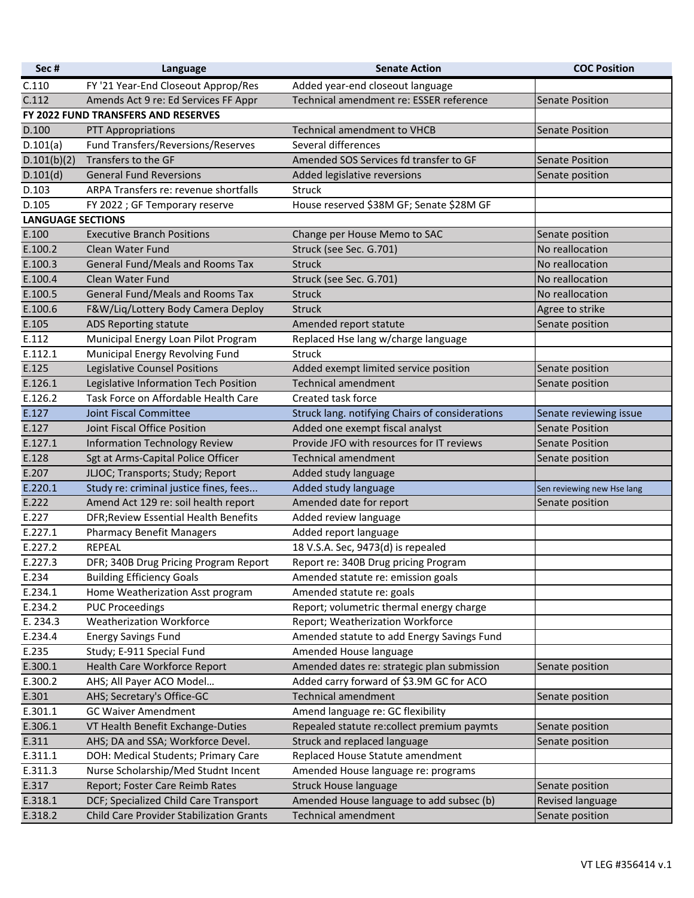| Sec # | Language | Senate Action | COC Position |
|---|---|---|---|
| C.110 | FY '21 Year-End Closeout Approp/Res | Added year-end closeout language | |
| C.112 | Amends Act 9 re: Ed Services FF Appr | Technical amendment re: ESSER reference | Senate Position |
| **FY 2022 FUND TRANSFERS AND RESERVES** | | | |
| D.100 | PTT Appropriations | Technical amendment to VHCB | Senate Position |
| D.101(a) | Fund Transfers/Reversions/Reserves | Several differences | |
| D.101(b)(2) | Transfers to the GF | Amended SOS Services fd transfer to GF | Senate Position |
| D.101(d) | General Fund Reversions | Added legislative reversions | Senate position |
| D.103 | ARPA Transfers re: revenue shortfalls | Struck | |
| D.105 | FY 2022 ; GF Temporary reserve | House reserved $38M GF; Senate $28M GF | |
| **LANGUAGE SECTIONS** | | | |
| E.100 | Executive Branch Positions | Change per House Memo to SAC | Senate position |
| E.100.2 | Clean Water Fund | Struck (see Sec. G.701) | No reallocation |
| E.100.3 | General Fund/Meals and Rooms Tax | Struck | No reallocation |
| E.100.4 | Clean Water Fund | Struck (see Sec. G.701) | No reallocation |
| E.100.5 | General Fund/Meals and Rooms Tax | Struck | No reallocation |
| E.100.6 | F&W/Liq/Lottery Body Camera Deploy | Struck | Agree to strike |
| E.105 | ADS Reporting statute | Amended report statute | Senate position |
| E.112 | Municipal Energy Loan Pilot Program | Replaced Hse lang w/charge language | |
| E.112.1 | Municipal Energy Revolving Fund | Struck | |
| E.125 | Legislative Counsel Positions | Added exempt limited service position | Senate position |
| E.126.1 | Legislative Information Tech Position | Technical amendment | Senate position |
| E.126.2 | Task Force on Affordable Health Care | Created task force | |
| E.127 | Joint Fiscal Committee | Struck lang. notifying Chairs of considerations | Senate reviewing issue |
| E.127 | Joint Fiscal Office Position | Added one exempt fiscal analyst | Senate Position |
| E.127.1 | Information Technology Review | Provide JFO with resources for IT reviews | Senate Position |
| E.128 | Sgt at Arms-Capital Police Officer | Technical amendment | Senate position |
| E.207 | JLJOC; Transports; Study; Report | Added study language | |
| E.220.1 | Study re: criminal justice fines, fees... | Added study language | Sen reviewing new Hse lang |
| E.222 | Amend Act 129 re: soil health report | Amended date for report | Senate position |
| E.227 | DFR;Review Essential Health Benefits | Added review language | |
| E.227.1 | Pharmacy Benefit Managers | Added report language | |
| E.227.2 | REPEAL | 18 V.S.A. Sec, 9473(d) is repealed | |
| E.227.3 | DFR; 340B Drug Pricing Program Report | Report re: 340B Drug pricing Program | |
| E.234 | Building Efficiency Goals | Amended statute re: emission goals | |
| E.234.1 | Home Weatherization Asst program | Amended statute re: goals | |
| E.234.2 | PUC Proceedings | Report; volumetric thermal energy charge | |
| E. 234.3 | Weatherization Workforce | Report; Weatherization Workforce | |
| E.234.4 | Energy Savings Fund | Amended statute to add Energy Savings Fund | |
| E.235 | Study; E-911 Special Fund | Amended House language | |
| E.300.1 | Health Care Workforce Report | Amended dates re: strategic plan submission | Senate position |
| E.300.2 | AHS; All Payer ACO Model... | Added carry forward of $3.9M GC for ACO | |
| E.301 | AHS; Secretary's Office-GC | Technical amendment | Senate position |
| E.301.1 | GC Waiver Amendment | Amend language re: GC flexibility | |
| E.306.1 | VT Health Benefit Exchange-Duties | Repealed statute re:collect premium paymts | Senate position |
| E.311 | AHS; DA and SSA; Workforce Devel. | Struck and replaced language | Senate position |
| E.311.1 | DOH: Medical Students; Primary Care | Replaced House Statute amendment | |
| E.311.3 | Nurse Scholarship/Med Studnt Incent | Amended House language re: programs | |
| E.317 | Report; Foster Care Reimb Rates | Struck House language | Senate position |
| E.318.1 | DCF; Specialized Child Care Transport | Amended House language to add subsec (b) | Revised language |
| E.318.2 | Child Care Provider Stabilization Grants | Technical amendment | Senate position |

VT LEG #356414 v.1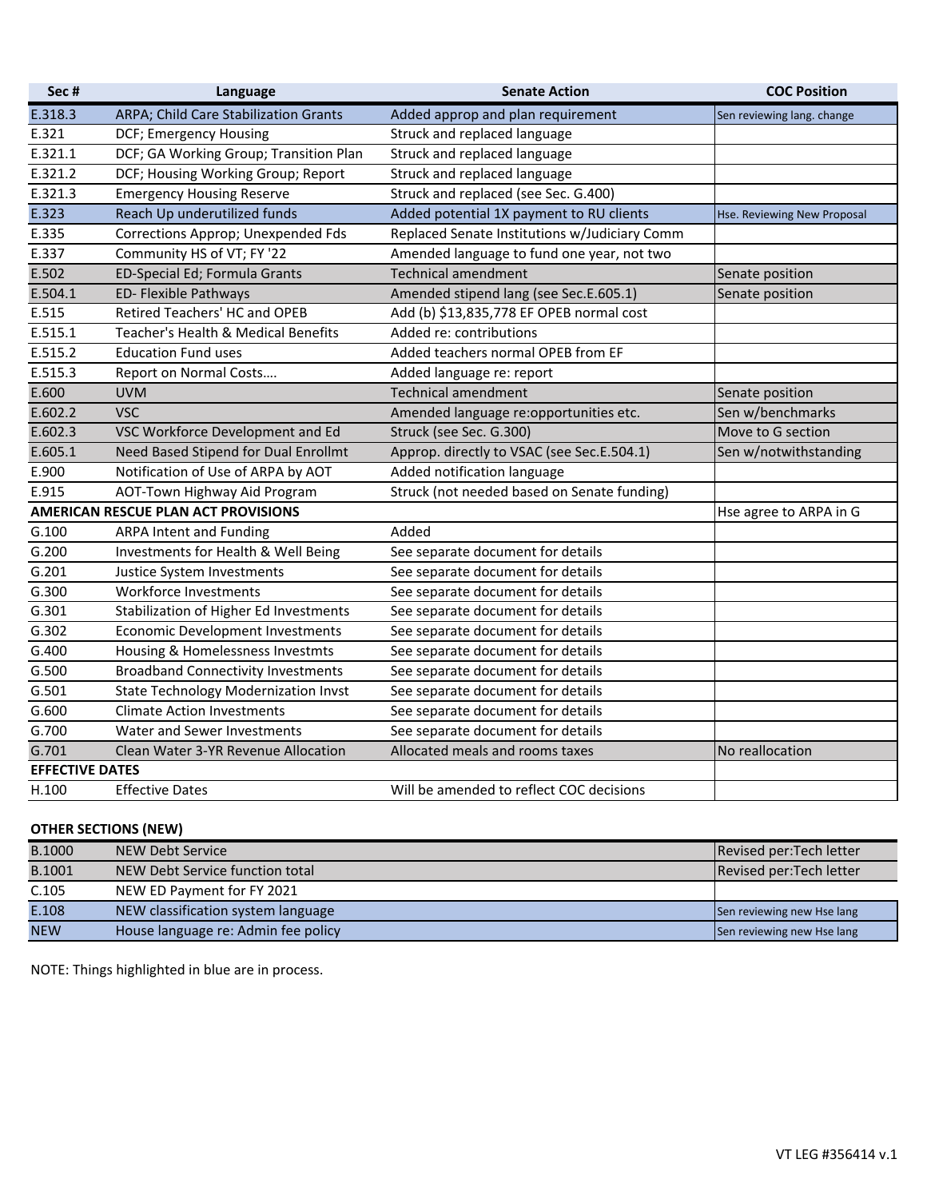| Sec # | Language | Senate Action | COC Position |
|---|---|---|---|
| E.318.3 | ARPA; Child Care Stabilization Grants | Added approp and plan requirement | Sen reviewing lang. change |
| E.321 | DCF; Emergency Housing | Struck and replaced language | |
| E.321.1 | DCF; GA Working Group; Transition Plan | Struck and replaced language | |
| E.321.2 | DCF; Housing Working Group; Report | Struck and replaced language | |
| E.321.3 | Emergency Housing Reserve | Struck and replaced (see Sec. G.400) | |
| E.323 | Reach Up underutilized funds | Added potential 1X payment to RU clients | Hse. Reviewing New Proposal |
| E.335 | Corrections Approp; Unexpended Fds | Replaced Senate Institutions w/Judiciary Comm | |
| E.337 | Community HS of VT; FY '22 | Amended language to fund one year, not two | |
| E.502 | ED-Special Ed; Formula Grants | Technical amendment | Senate position |
| E.504.1 | ED- Flexible Pathways | Amended stipend lang (see Sec.E.605.1) | Senate position |
| E.515 | Retired Teachers' HC and OPEB | Add (b) $13,835,778 EF OPEB normal cost | |
| E.515.1 | Teacher's Health & Medical Benefits | Added re: contributions | |
| E.515.2 | Education Fund uses | Added teachers normal OPEB from EF | |
| E.515.3 | Report on Normal Costs…. | Added language re: report | |
| E.600 | UVM | Technical amendment | Senate position |
| E.602.2 | VSC | Amended language re:opportunities etc. | Sen w/benchmarks |
| E.602.3 | VSC Workforce Development and Ed | Struck (see Sec. G.300) | Move to G section |
| E.605.1 | Need Based Stipend for Dual Enrollmt | Approp. directly to VSAC (see Sec.E.504.1) | Sen w/notwithstanding |
| E.900 | Notification of Use of ARPA by AOT | Added notification language | |
| E.915 | AOT-Town Highway Aid Program | Struck (not needed based on Senate funding) | |
| **AMERICAN RESCUE PLAN ACT PROVISIONS** | | | Hse agree to ARPA in G |
| G.100 | ARPA Intent and Funding | Added | |
| G.200 | Investments for Health & Well Being | See separate document for details | |
| G.201 | Justice System Investments | See separate document for details | |
| G.300 | Workforce Investments | See separate document for details | |
| G.301 | Stabilization of Higher Ed Investments | See separate document for details | |
| G.302 | Economic Development Investments | See separate document for details | |
| G.400 | Housing & Homelessness Investmts | See separate document for details | |
| G.500 | Broadband Connectivity Investments | See separate document for details | |
| G.501 | State Technology Modernization Invst | See separate document for details | |
| G.600 | Climate Action Investments | See separate document for details | |
| G.700 | Water and Sewer Investments | See separate document for details | |
| G.701 | Clean Water 3-YR Revenue Allocation | Allocated meals and rooms taxes | No reallocation |
| **EFFECTIVE DATES** | | | |
| H.100 | Effective Dates | Will be amended to reflect COC decisions | |

**OTHER SECTIONS (NEW)**

| | | |
|---|---|---|
| B.1000 | NEW Debt Service | Revised per:Tech letter |
| B.1001 | NEW Debt Service function total | Revised per:Tech letter |
| C.105 | NEW ED Payment for FY 2021 | |
| E.108 | NEW classification system language | Sen reviewing new Hse lang |
| NEW | House language re: Admin fee policy | Sen reviewing new Hse lang |

NOTE: Things highlighted in blue are in process.

VT LEG #356414 v.1